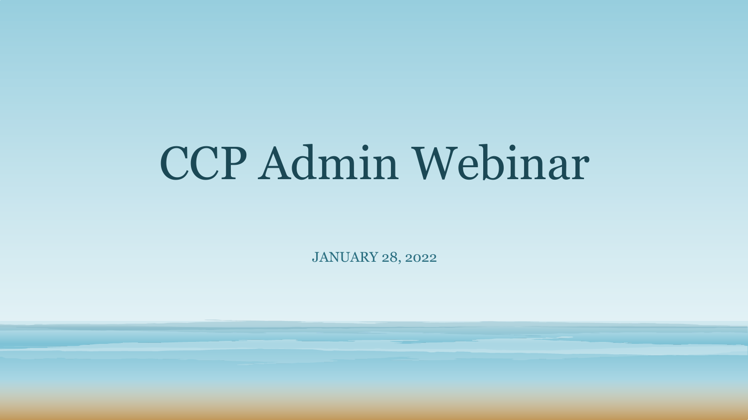# CCP Admin Webinar

JANUARY 28, 2022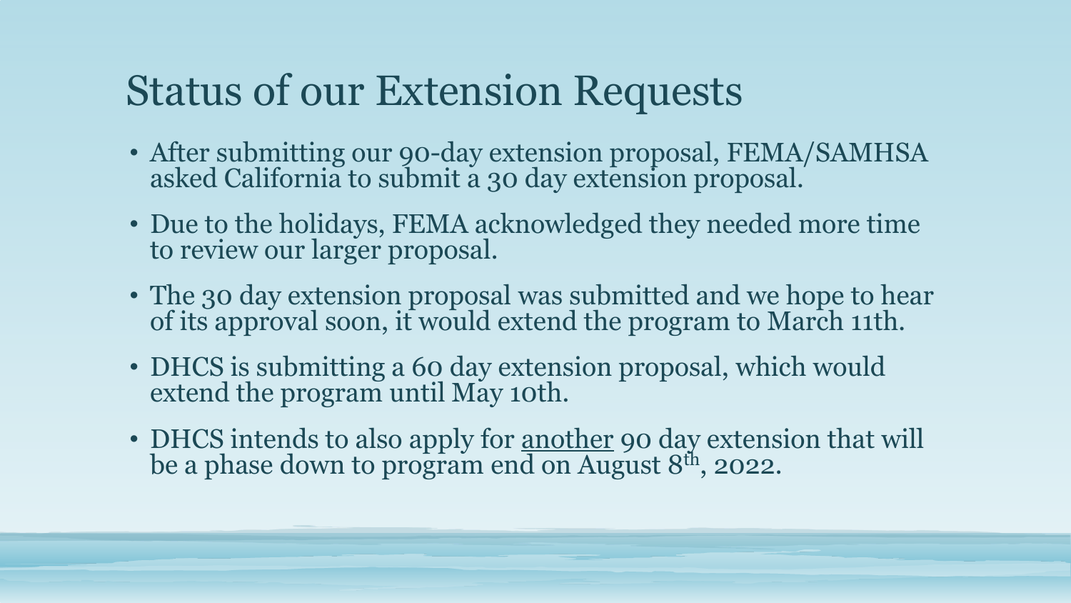# Status of our Extension Requests

- After submitting our 90-day extension proposal, FEMA/SAMHSA asked California to submit a 30 day extension proposal.
- Due to the holidays, FEMA acknowledged they needed more time to review our larger proposal.
- The 30 day extension proposal was submitted and we hope to hear of its approval soon, it would extend the program to March 11th.
- DHCS is submitting a 60 day extension proposal, which would extend the program until May 10th.
- DHCS intends to also apply for <u>another</u> 90 day extension that will be a phase down to program end on August 8th, 2022.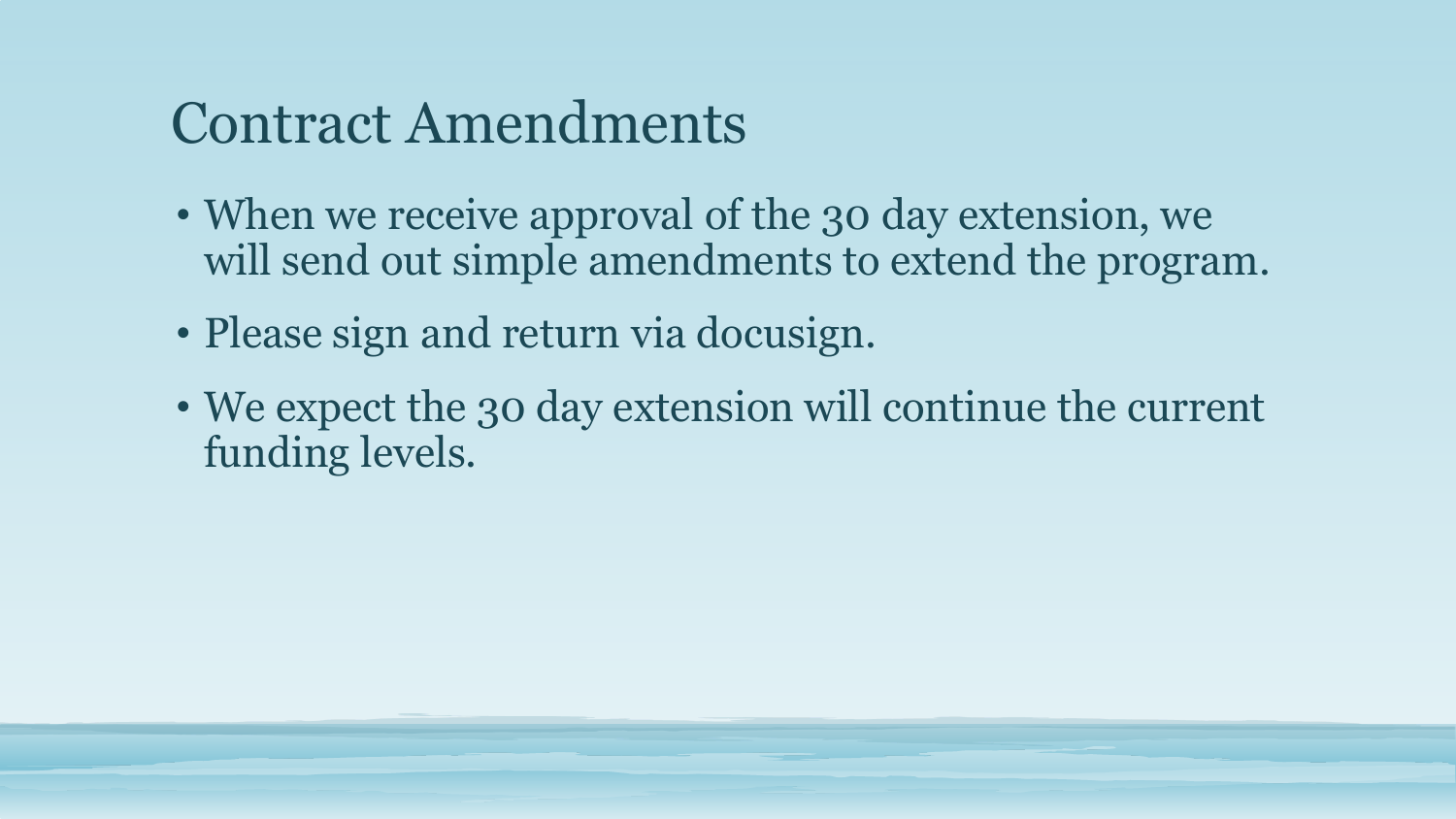# Contract Amendments

- When we receive approval of the 30 day extension, we will send out simple amendments to extend the program.
- Please sign and return via docusign.
- We expect the 30 day extension will continue the current funding levels.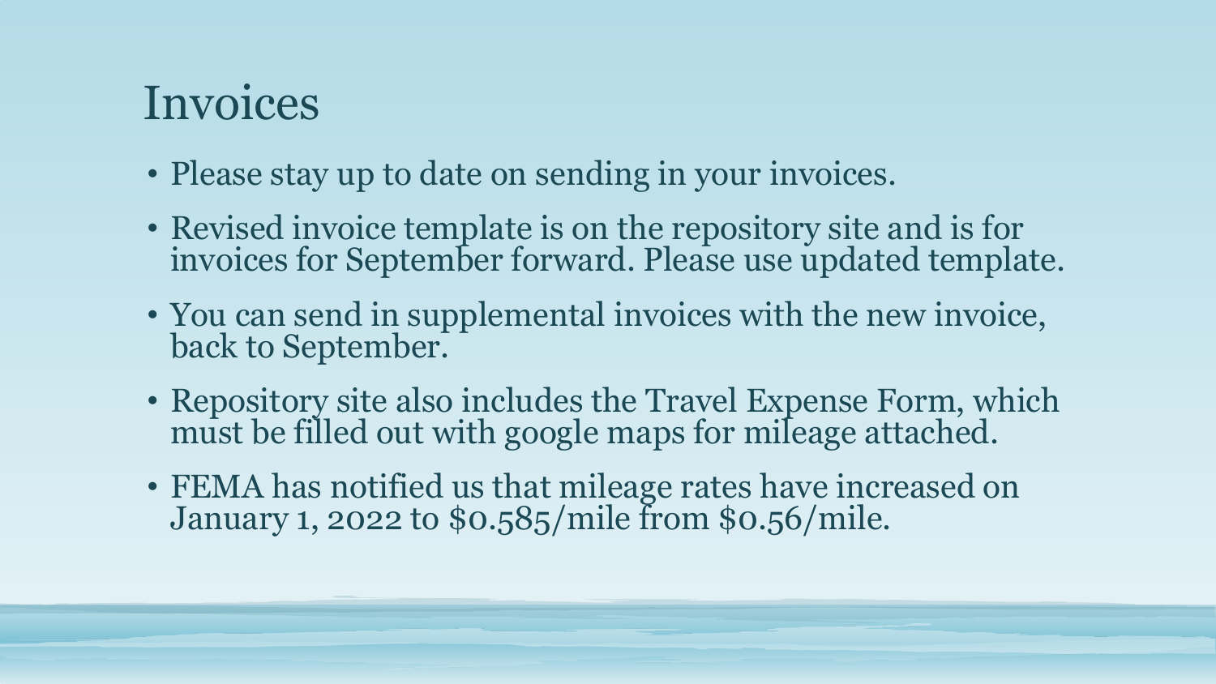# Invoices

- Please stay up to date on sending in your invoices.
- Revised invoice template is on the repository site and is for invoices for September forward. Please use updated template.
- You can send in supplemental invoices with the new invoice, back to September.
- Repository site also includes the Travel Expense Form, which must be filled out with google maps for mileage attached.
- FEMA has notified us that mileage rates have increased on January 1, 2022 to $0.585/mile from $0.56/mile.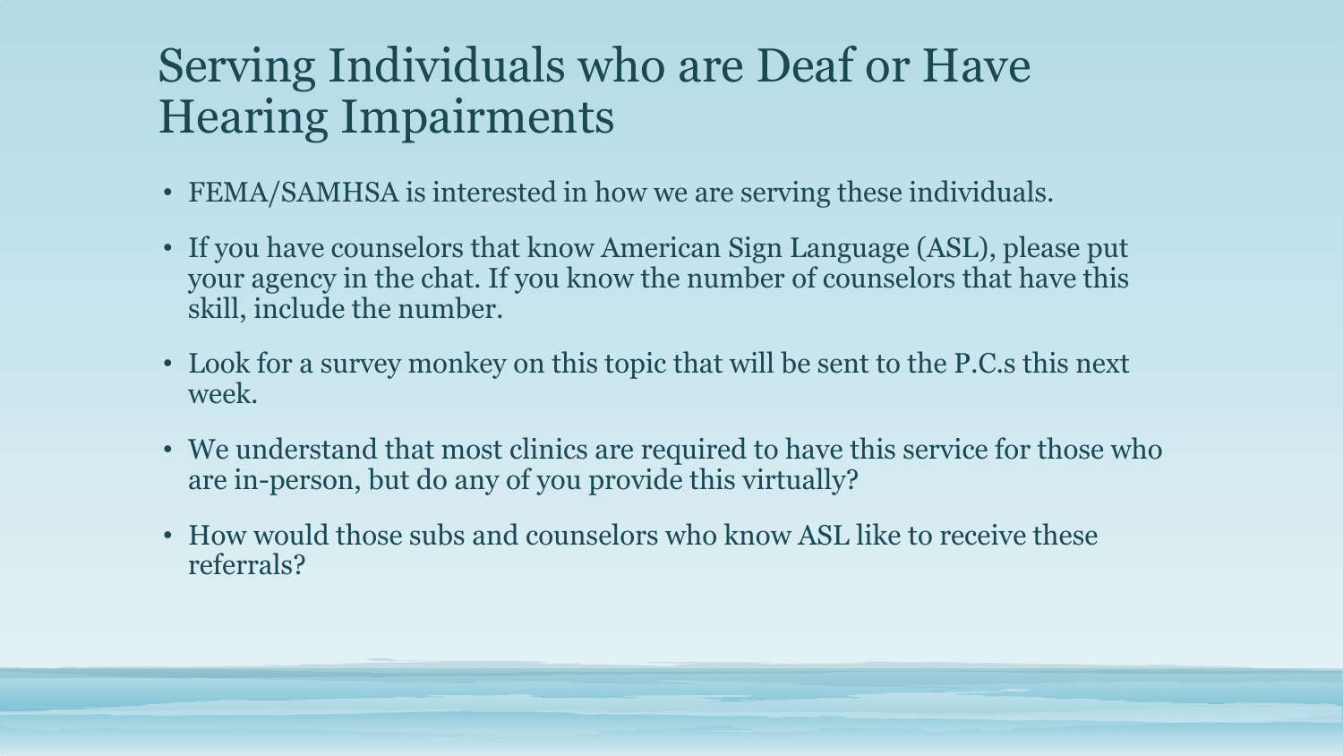# Serving Individuals who are Deaf or Have Hearing Impairments

- FEMA/SAMHSA is interested in how we are serving these individuals.
- If you have counselors that know American Sign Language (ASL), please put your agency in the chat. If you know the number of counselors that have this skill, include the number.
- Look for a survey monkey on this topic that will be sent to the P.C.s this next week.
- We understand that most clinics are required to have this service for those who are in-person, but do any of you provide this virtually?
- How would those subs and counselors who know ASL like to receive these referrals?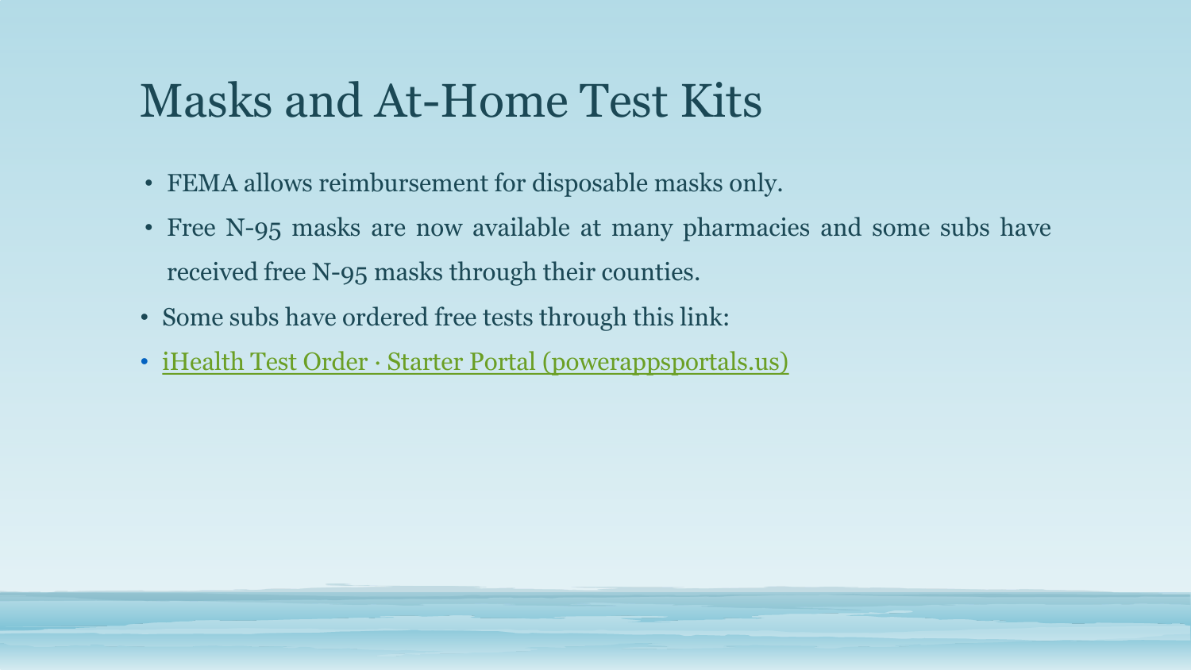# Masks and At-Home Test Kits

- FEMA allows reimbursement for disposable masks only.
- Free N-95 masks are now available at many pharmacies and some subs have received free N-95 masks through their counties.
- Some subs have ordered free tests through this link:
- iHealth Test Order · Starter Portal (powerappsportals.us)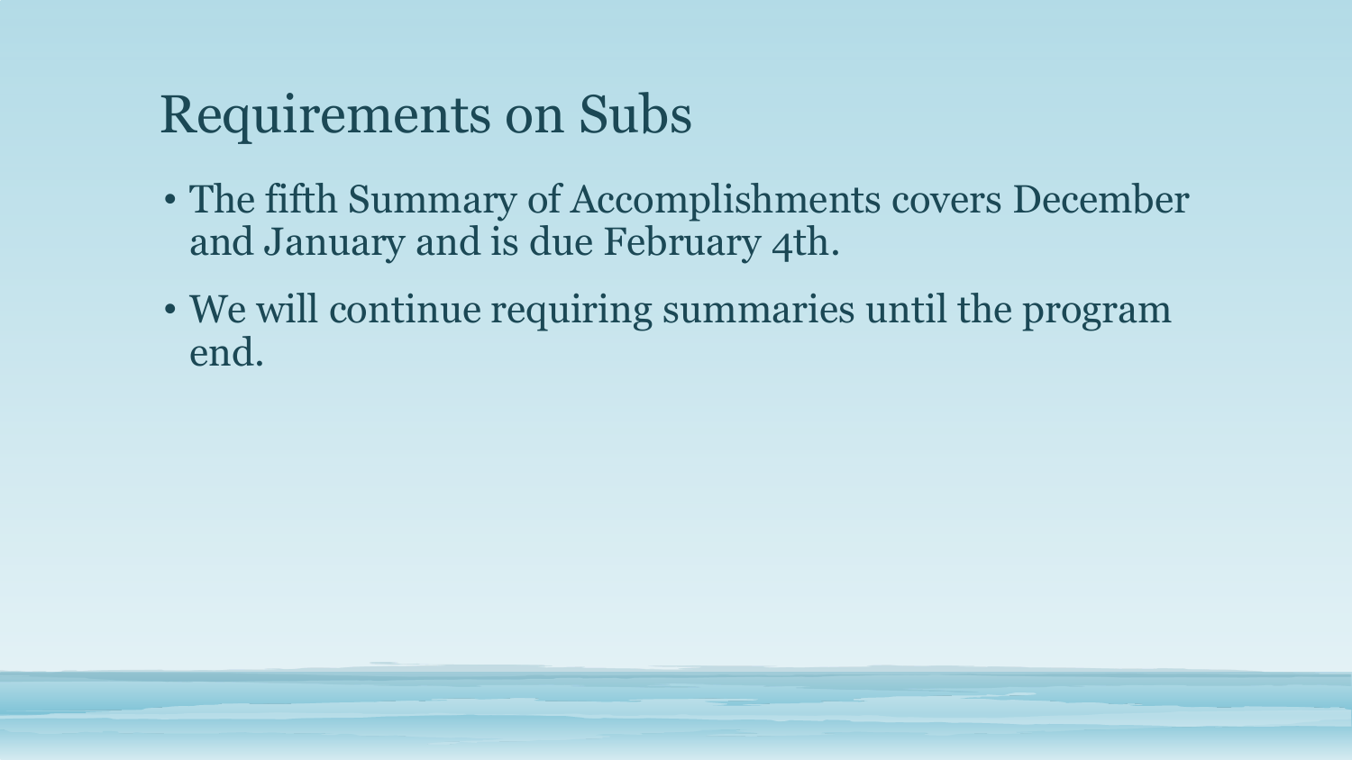# Requirements on Subs

- The fifth Summary of Accomplishments covers December and January and is due February 4th.
- We will continue requiring summaries until the program end.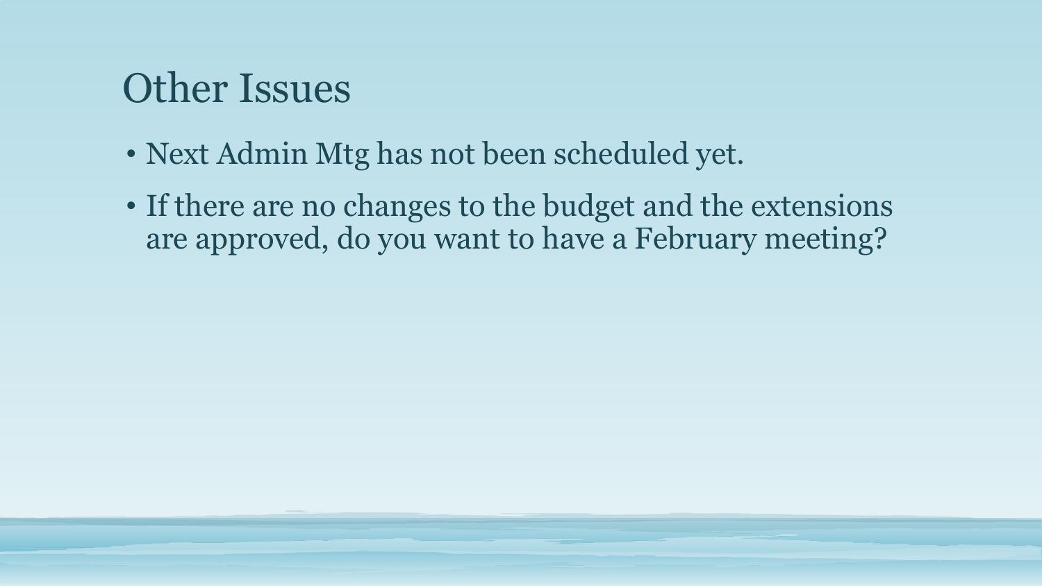# Other Issues

- Next Admin Mtg has not been scheduled yet.
- If there are no changes to the budget and the extensions are approved, do you want to have a February meeting?